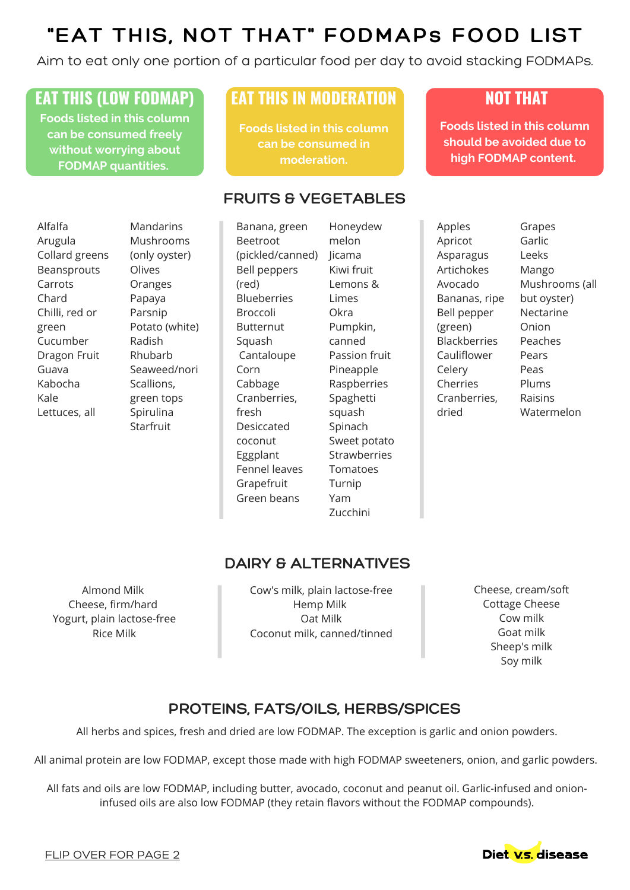# "EAT THIS, NOT THAT" FODMAPs FOOD LIST

Aim to eat only one portion of a particular food per day to avoid stacking FODMAPs.

| EAT THIS (LOW FODMAP) | EAT THIS IN MODERATION | NOT THAT |
|---|---|---|
| Foods listed in this column can be consumed freely without worrying about FODMAP quantities. | Foods listed in this column can be consumed in moderation. | Foods listed in this column should be avoided due to high FODMAP content. |

## FRUITS & VEGETABLES

**EAT THIS (LOW FODMAP)**

- Alfalfa
- Arugula
- Collard greens
- Beansprouts
- Carrots
- Chard
- Chilli, red or green
- Cucumber
- Dragon Fruit
- Guava
- Kabocha
- Kale
- Lettuces, all
- Mandarins
- Mushrooms (only oyster)
- Olives
- Oranges
- Papaya
- Parsnip
- Potato (white)
- Radish
- Rhubarb
- Seaweed/nori
- Scallions, green tops
- Spirulina
- Starfruit

**EAT THIS IN MODERATION**

- Banana, green
- Beetroot (pickled/canned)
- Bell peppers (red)
- Blueberries
- Broccoli
- Butternut Squash
- Cantaloupe
- Corn
- Cabbage
- Cranberries, fresh
- Desiccated coconut
- Eggplant
- Fennel leaves
- Grapefruit
- Green beans
- Honeydew melon
- Jicama
- Kiwi fruit
- Lemons & Limes
- Okra
- Pumpkin, canned
- Passion fruit
- Pineapple
- Raspberries
- Spaghetti squash
- Spinach
- Sweet potato
- Strawberries
- Tomatoes
- Turnip
- Yam
- Zucchini

**NOT THAT**

- Apples
- Apricot
- Asparagus
- Artichokes
- Avocado
- Bananas, ripe
- Bell pepper (green)
- Blackberries
- Cauliflower
- Celery
- Cherries
- Cranberries, dried
- Grapes
- Garlic
- Leeks
- Mango
- Mushrooms (all but oyster)
- Nectarine
- Onion
- Peaches
- Pears
- Peas
- Plums
- Raisins
- Watermelon

## DAIRY & ALTERNATIVES

**EAT THIS (LOW FODMAP)**

- Almond Milk
- Cheese, firm/hard
- Yogurt, plain lactose-free
- Rice Milk

**EAT THIS IN MODERATION**

- Cow's milk, plain lactose-free
- Hemp Milk
- Oat Milk
- Coconut milk, canned/tinned

**NOT THAT**

- Cheese, cream/soft
- Cottage Cheese
- Cow milk
- Goat milk
- Sheep's milk
- Soy milk

## PROTEINS, FATS/OILS, HERBS/SPICES

All herbs and spices, fresh and dried are low FODMAP. The exception is garlic and onion powders.

All animal protein are low FODMAP, except those made with high FODMAP sweeteners, onion, and garlic powders.

All fats and oils are low FODMAP, including butter, avocado, coconut and peanut oil. Garlic-infused and onion-infused oils are also low FODMAP (they retain flavors without the FODMAP compounds).

FLIP OVER FOR PAGE 2

Diet vs. disease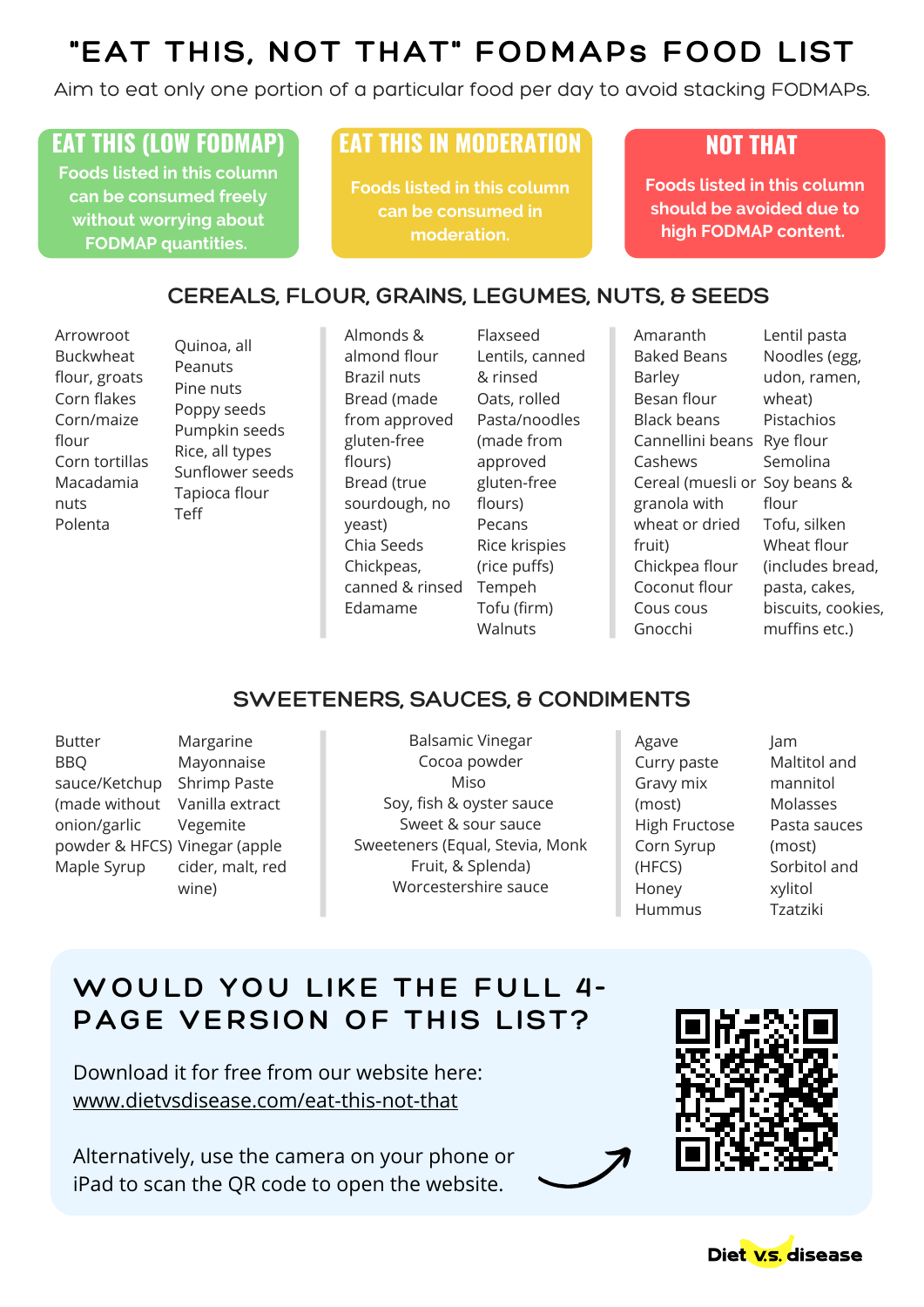# "EAT THIS, NOT THAT" FODMAPs FOOD LIST

Aim to eat only one portion of a particular food per day to avoid stacking FODMAPs.

| EAT THIS (LOW FODMAP) | EAT THIS IN MODERATION | NOT THAT |
|---|---|---|
| Foods listed in this column can be consumed freely without worrying about FODMAP quantities. | Foods listed in this column can be consumed in moderation. | Foods listed in this column should be avoided due to high FODMAP content. |

## CEREALS, FLOUR, GRAINS, LEGUMES, NUTS, & SEEDS

| EAT THIS (LOW FODMAP) | EAT THIS IN MODERATION | NOT THAT |
|---|---|---|
| Arrowroot<br>Buckwheat flour, groats<br>Corn flakes<br>Corn/maize flour<br>Corn tortillas<br>Macadamia nuts<br>Polenta<br>Quinoa, all<br>Peanuts<br>Pine nuts<br>Poppy seeds<br>Pumpkin seeds<br>Rice, all types<br>Sunflower seeds<br>Tapioca flour<br>Teff | Almonds & almond flour<br>Brazil nuts<br>Bread (made from approved gluten-free flours)<br>Bread (true sourdough, no yeast)<br>Chia Seeds<br>Chickpeas, canned & rinsed<br>Edamame<br>Flaxseed<br>Lentils, canned & rinsed<br>Oats, rolled<br>Pasta/noodles (made from approved gluten-free flours)<br>Pecans<br>Rice krispies (rice puffs)<br>Tempeh<br>Tofu (firm)<br>Walnuts | Amaranth<br>Baked Beans<br>Barley<br>Besan flour<br>Black beans<br>Cannellini beans<br>Cashews<br>Cereal (muesli or granola with wheat or dried fruit)<br>Chickpea flour<br>Coconut flour<br>Cous cous<br>Gnocchi<br>Lentil pasta<br>Noodles (egg, udon, ramen, wheat)<br>Pistachios<br>Rye flour<br>Semolina<br>Soy beans & flour<br>Tofu, silken<br>Wheat flour (includes bread, pasta, cakes, biscuits, cookies, muffins etc.) |

## SWEETENERS, SAUCES, & CONDIMENTS

| EAT THIS (LOW FODMAP) | EAT THIS IN MODERATION | NOT THAT |
|---|---|---|
| Butter<br>BBQ sauce/Ketchup (made without onion/garlic powder & HFCS)<br>Maple Syrup<br>Margarine<br>Mayonnaise<br>Shrimp Paste<br>Vanilla extract<br>Vegemite<br>Vinegar (apple cider, malt, red wine) | Balsamic Vinegar<br>Cocoa powder<br>Miso<br>Soy, fish & oyster sauce<br>Sweet & sour sauce<br>Sweeteners (Equal, Stevia, Monk Fruit, & Splenda)<br>Worcestershire sauce | Agave<br>Curry paste<br>Gravy mix (most)<br>High Fructose Corn Syrup (HFCS)<br>Honey<br>Hummus<br>Jam<br>Maltitol and mannitol<br>Molasses<br>Pasta sauces (most)<br>Sorbitol and xylitol<br>Tzatziki |

## WOULD YOU LIKE THE FULL 4-PAGE VERSION OF THIS LIST?

Download it for free from our website here:
www.dietvsdisease.com/eat-this-not-that

Alternatively, use the camera on your phone or iPad to scan the QR code to open the website.

Diet v.s. disease